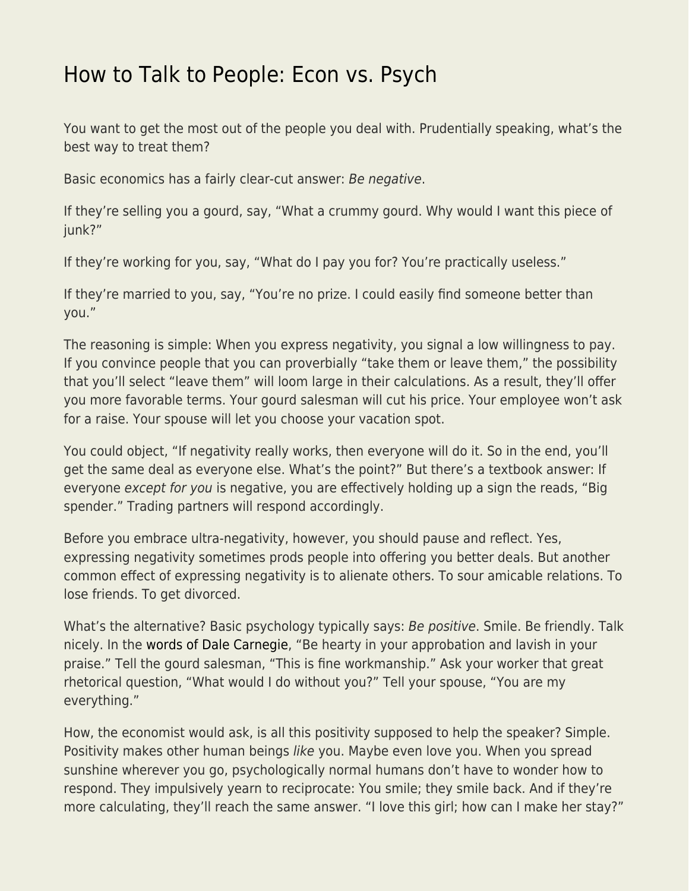# How to Talk to People: Econ vs. Psych

You want to get the most out of the people you deal with. Prudentially speaking, what's the best way to treat them?

Basic economics has a fairly clear-cut answer: *Be negative*.

If they're selling you a gourd, say, "What a crummy gourd. Why would I want this piece of junk?"

If they're working for you, say, "What do I pay you for? You're practically useless."

If they're married to you, say, "You're no prize. I could easily find someone better than you."

The reasoning is simple: When you express negativity, you signal a low willingness to pay. If you convince people that you can proverbially "take them or leave them," the possibility that you'll select "leave them" will loom large in their calculations. As a result, they'll offer you more favorable terms. Your gourd salesman will cut his price. Your employee won't ask for a raise. Your spouse will let you choose your vacation spot.

You could object, "If negativity really works, then everyone will do it. So in the end, you'll get the same deal as everyone else. What's the point?" But there's a textbook answer: If everyone *except for you* is negative, you are effectively holding up a sign the reads, "Big spender." Trading partners will respond accordingly.

Before you embrace ultra-negativity, however, you should pause and reflect. Yes, expressing negativity sometimes prods people into offering you better deals. But another common effect of expressing negativity is to alienate others. To sour amicable relations. To lose friends. To get divorced.

What's the alternative? Basic psychology typically says: *Be positive*. Smile. Be friendly. Talk nicely. In the words of Dale Carnegie, "Be hearty in your approbation and lavish in your praise." Tell the gourd salesman, "This is fine workmanship." Ask your worker that great rhetorical question, "What would I do without you?" Tell your spouse, "You are my everything."

How, the economist would ask, is all this positivity supposed to help the speaker? Simple. Positivity makes other human beings *like* you. Maybe even love you. When you spread sunshine wherever you go, psychologically normal humans don't have to wonder how to respond. They impulsively yearn to reciprocate: You smile; they smile back. And if they're more calculating, they'll reach the same answer. "I love this girl; how can I make her stay?"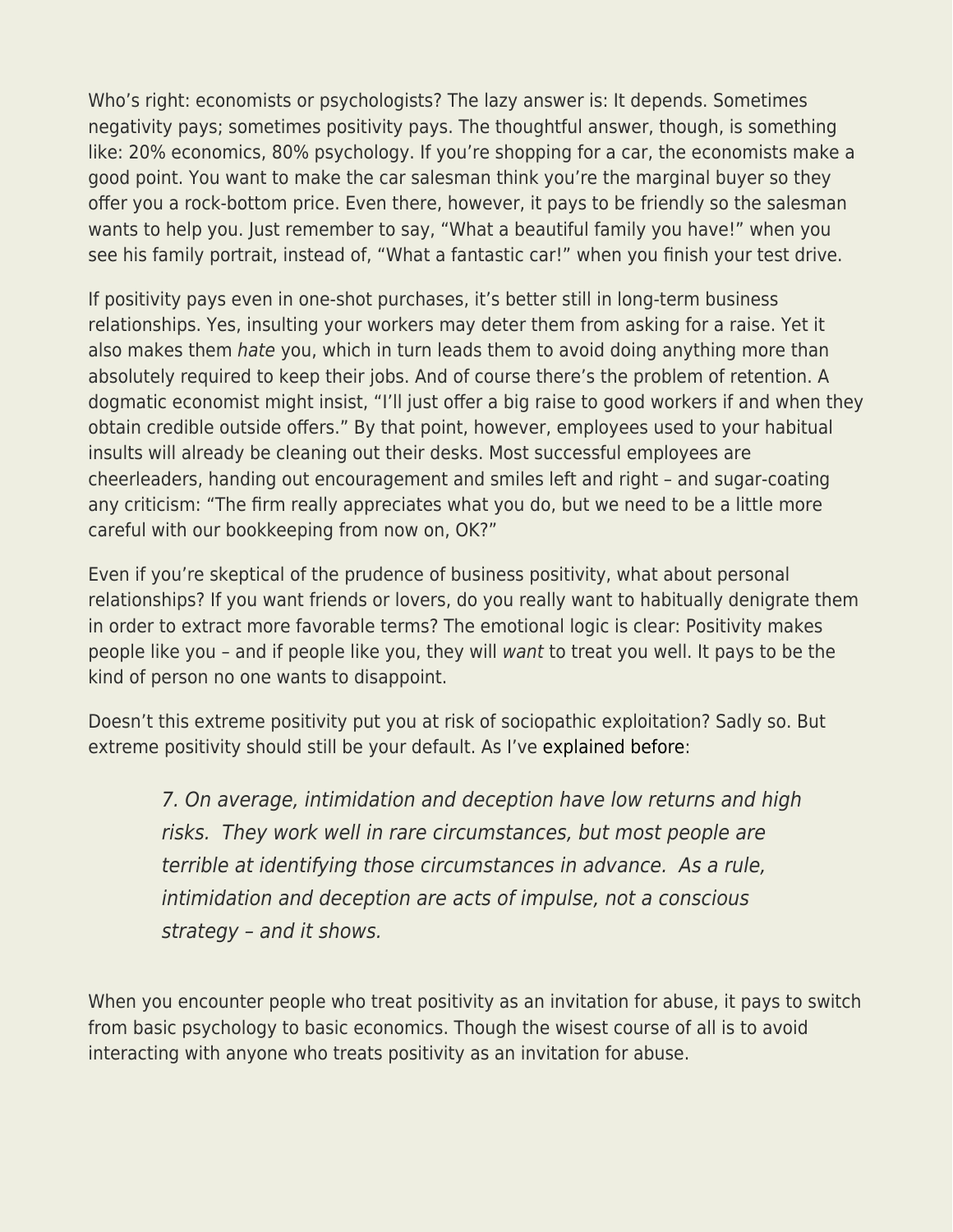Who's right: economists or psychologists? The lazy answer is: It depends. Sometimes negativity pays; sometimes positivity pays. The thoughtful answer, though, is something like: 20% economics, 80% psychology. If you're shopping for a car, the economists make a good point. You want to make the car salesman think you're the marginal buyer so they offer you a rock-bottom price. Even there, however, it pays to be friendly so the salesman wants to help you. Just remember to say, "What a beautiful family you have!" when you see his family portrait, instead of, "What a fantastic car!" when you finish your test drive.

If positivity pays even in one-shot purchases, it's better still in long-term business relationships. Yes, insulting your workers may deter them from asking for a raise. Yet it also makes them *hate* you, which in turn leads them to avoid doing anything more than absolutely required to keep their jobs. And of course there's the problem of retention. A dogmatic economist might insist, "I'll just offer a big raise to good workers if and when they obtain credible outside offers." By that point, however, employees used to your habitual insults will already be cleaning out their desks. Most successful employees are cheerleaders, handing out encouragement and smiles left and right – and sugar-coating any criticism: "The firm really appreciates what you do, but we need to be a little more careful with our bookkeeping from now on, OK?"

Even if you're skeptical of the prudence of business positivity, what about personal relationships? If you want friends or lovers, do you really want to habitually denigrate them in order to extract more favorable terms? The emotional logic is clear: Positivity makes people like you – and if people like you, they will *want* to treat you well. It pays to be the kind of person no one wants to disappoint.

Doesn't this extreme positivity put you at risk of sociopathic exploitation? Sadly so. But extreme positivity should still be your default. As I've explained before:

> *7. On average, intimidation and deception have low returns and high risks. They work well in rare circumstances, but most people are terrible at identifying those circumstances in advance. As a rule, intimidation and deception are acts of impulse, not a conscious strategy – and it shows.*

When you encounter people who treat positivity as an invitation for abuse, it pays to switch from basic psychology to basic economics. Though the wisest course of all is to avoid interacting with anyone who treats positivity as an invitation for abuse.